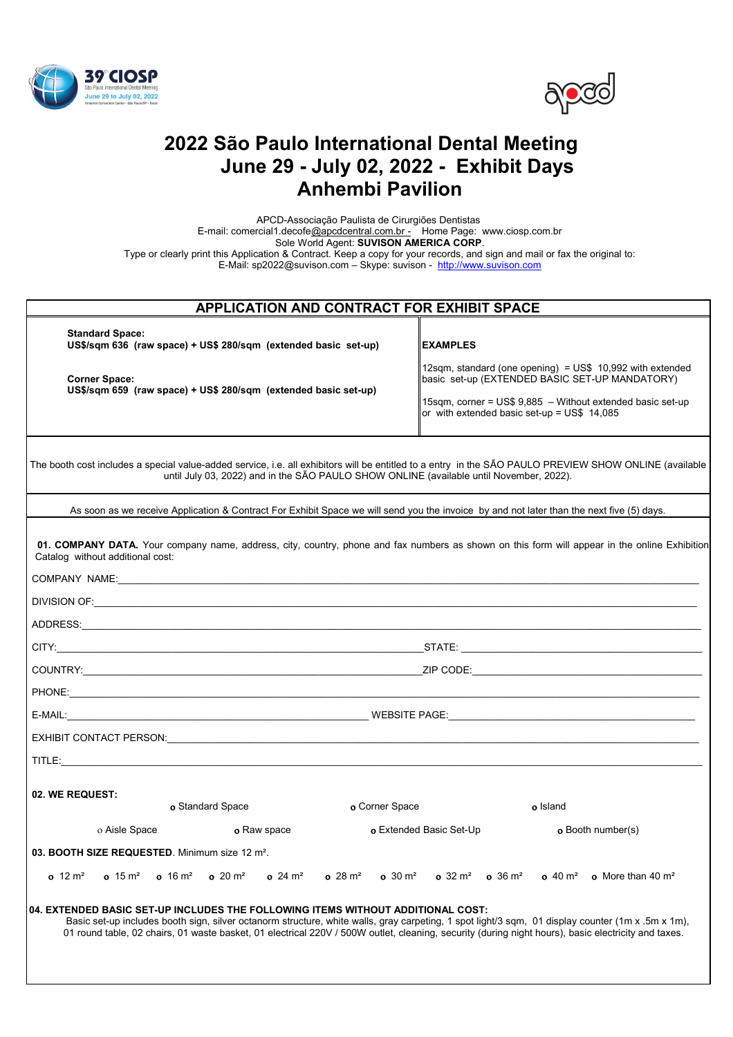# 2022 São Paulo International Dental Meeting
# June 29 - July 02, 2022 - Exhibit Days
# Anhembi Pavilion

APCD-Associação Paulista de Cirurgiões Dentistas
E-mail: comercial1.decofe@apcdcentral.com.br - Home Page: www.ciosp.com.br
Sole World Agent: **SUVISON AMERICA CORP**.
Type or clearly print this Application & Contract. Keep a copy for your records, and sign and mail or fax the original to:
E-Mail: sp2022@suvison.com – Skype: suvison - http://www.suvison.com

## APPLICATION AND CONTRACT FOR EXHIBIT SPACE

| | |
|---|---|
| **Standard Space:**<br>**US$/sqm 636 (raw space) + US$ 280/sqm (extended basic set-up)**<br><br>**Corner Space:**<br>**US$/sqm 659 (raw space) + US$ 280/sqm (extended basic set-up)** | **EXAMPLES**<br><br>12sqm, standard (one opening) = US$ 10,992 with extended basic set-up (EXTENDED BASIC SET-UP MANDATORY)<br><br>15sqm, corner = US$ 9,885 – Without extended basic set-up or with extended basic set-up = US$ 14,085 |

The booth cost includes a special value-added service, i.e. all exhibitors will be entitled to a entry in the SÃO PAULO PREVIEW SHOW ONLINE (available until July 03, 2022) and in the SÃO PAULO SHOW ONLINE (available until November, 2022).

As soon as we receive Application & Contract For Exhibit Space we will send you the invoice by and not later than the next five (5) days.

**01. COMPANY DATA.** Your company name, address, city, country, phone and fax numbers as shown on this form will appear in the online Exhibition Catalog without additional cost:

COMPANY NAME:___________________________________________

DIVISION OF:___________________________________________

ADDRESS:___________________________________________

CITY:___________________________ STATE: ___________________________

COUNTRY:___________________________ ZIP CODE:___________________________

PHONE:___________________________________________

E-MAIL:___________________________ WEBSITE PAGE:___________________________

EXHIBIT CONTACT PERSON:___________________________________________

TITLE:___________________________________________

**02. WE REQUEST:**

o Standard Space   o Corner Space   o Island

o Aisle Space   o Raw space   o Extended Basic Set-Up   o Booth number(s)

**03. BOOTH SIZE REQUESTED**. Minimum size 12 m².

o 12 m²   o 15 m²   o 16 m²   o 20 m²   o 24 m²   o 28 m²   o 30 m²   o 32 m²   o 36 m²   o 40 m²   o More than 40 m²

**04. EXTENDED BASIC SET-UP INCLUDES THE FOLLOWING ITEMS WITHOUT ADDITIONAL COST:**

Basic set-up includes booth sign, silver octanorm structure, white walls, gray carpeting, 1 spot light/3 sqm, 01 display counter (1m x .5m x 1m), 01 round table, 02 chairs, 01 waste basket, 01 electrical 220V / 500W outlet, cleaning, security (during night hours), basic electricity and taxes.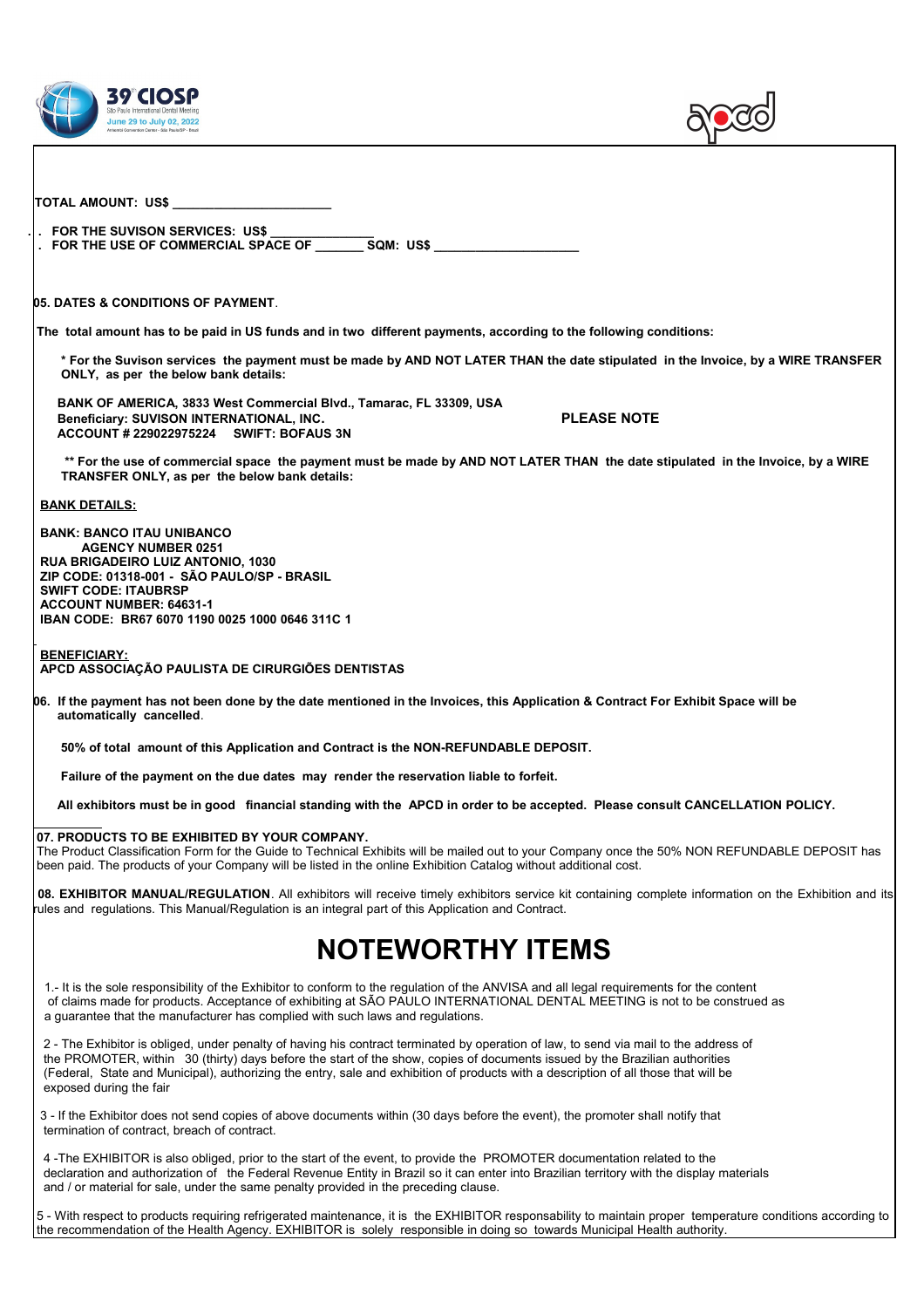**TOTAL AMOUNT: US$ ______________________**

- **FOR THE SUVISON SERVICES: US$ ______________**
- **FOR THE USE OF COMMERCIAL SPACE OF _______ SQM: US$ ____________________**

**05. DATES & CONDITIONS OF PAYMENT**.

**The total amount has to be paid in US funds and in two different payments, according to the following conditions:**

**\* For the Suvison services the payment must be made by AND NOT LATER THAN the date stipulated in the Invoice, by a WIRE TRANSFER ONLY, as per the below bank details:**

**BANK OF AMERICA, 3833 West Commercial Blvd., Tamarac, FL 33309, USA**
**Beneficiary: SUVISON INTERNATIONAL, INC.**
**ACCOUNT # 229022975224 SWIFT: BOFAUS 3N**

**PLEASE NOTE**

**\*\* For the use of commercial space the payment must be made by AND NOT LATER THAN the date stipulated in the Invoice, by a WIRE TRANSFER ONLY, as per the below bank details:**

**BANK DETAILS:**

**BANK: BANCO ITAU UNIBANCO**
**AGENCY NUMBER 0251**
**RUA BRIGADEIRO LUIZ ANTONIO, 1030**
**ZIP CODE: 01318-001 - SÃO PAULO/SP - BRASIL**
**SWIFT CODE: ITAUBRSP**
**ACCOUNT NUMBER: 64631-1**
**IBAN CODE: BR67 6070 1190 0025 1000 0646 311C 1**

**BENEFICIARY:**
**APCD ASSOCIAÇÃO PAULISTA DE CIRURGIÕES DENTISTAS**

**06. If the payment has not been done by the date mentioned in the Invoices, this Application & Contract For Exhibit Space will be automatically cancelled**.

**50% of total amount of this Application and Contract is the NON-REFUNDABLE DEPOSIT.**

**Failure of the payment on the due dates may render the reservation liable to forfeit.**

**All exhibitors must be in good financial standing with the APCD in order to be accepted. Please consult CANCELLATION POLICY.**

**07. PRODUCTS TO BE EXHIBITED BY YOUR COMPANY.**
The Product Classification Form for the Guide to Technical Exhibits will be mailed out to your Company once the 50% NON REFUNDABLE DEPOSIT has been paid. The products of your Company will be listed in the online Exhibition Catalog without additional cost.

**08. EXHIBITOR MANUAL/REGULATION**. All exhibitors will receive timely exhibitors service kit containing complete information on the Exhibition and its rules and regulations. This Manual/Regulation is an integral part of this Application and Contract.

# NOTEWORTHY ITEMS

1.- It is the sole responsibility of the Exhibitor to conform to the regulation of the ANVISA and all legal requirements for the content of claims made for products. Acceptance of exhibiting at SÃO PAULO INTERNATIONAL DENTAL MEETING is not to be construed as a guarantee that the manufacturer has complied with such laws and regulations.

2 - The Exhibitor is obliged, under penalty of having his contract terminated by operation of law, to send via mail to the address of the PROMOTER, within 30 (thirty) days before the start of the show, copies of documents issued by the Brazilian authorities (Federal, State and Municipal), authorizing the entry, sale and exhibition of products with a description of all those that will be exposed during the fair

3 - If the Exhibitor does not send copies of above documents within (30 days before the event), the promoter shall notify that termination of contract, breach of contract.

4 -The EXHIBITOR is also obliged, prior to the start of the event, to provide the PROMOTER documentation related to the declaration and authorization of the Federal Revenue Entity in Brazil so it can enter into Brazilian territory with the display materials and / or material for sale, under the same penalty provided in the preceding clause.

5 - With respect to products requiring refrigerated maintenance, it is the EXHIBITOR responsability to maintain proper temperature conditions according to the recommendation of the Health Agency. EXHIBITOR is solely responsible in doing so towards Municipal Health authority.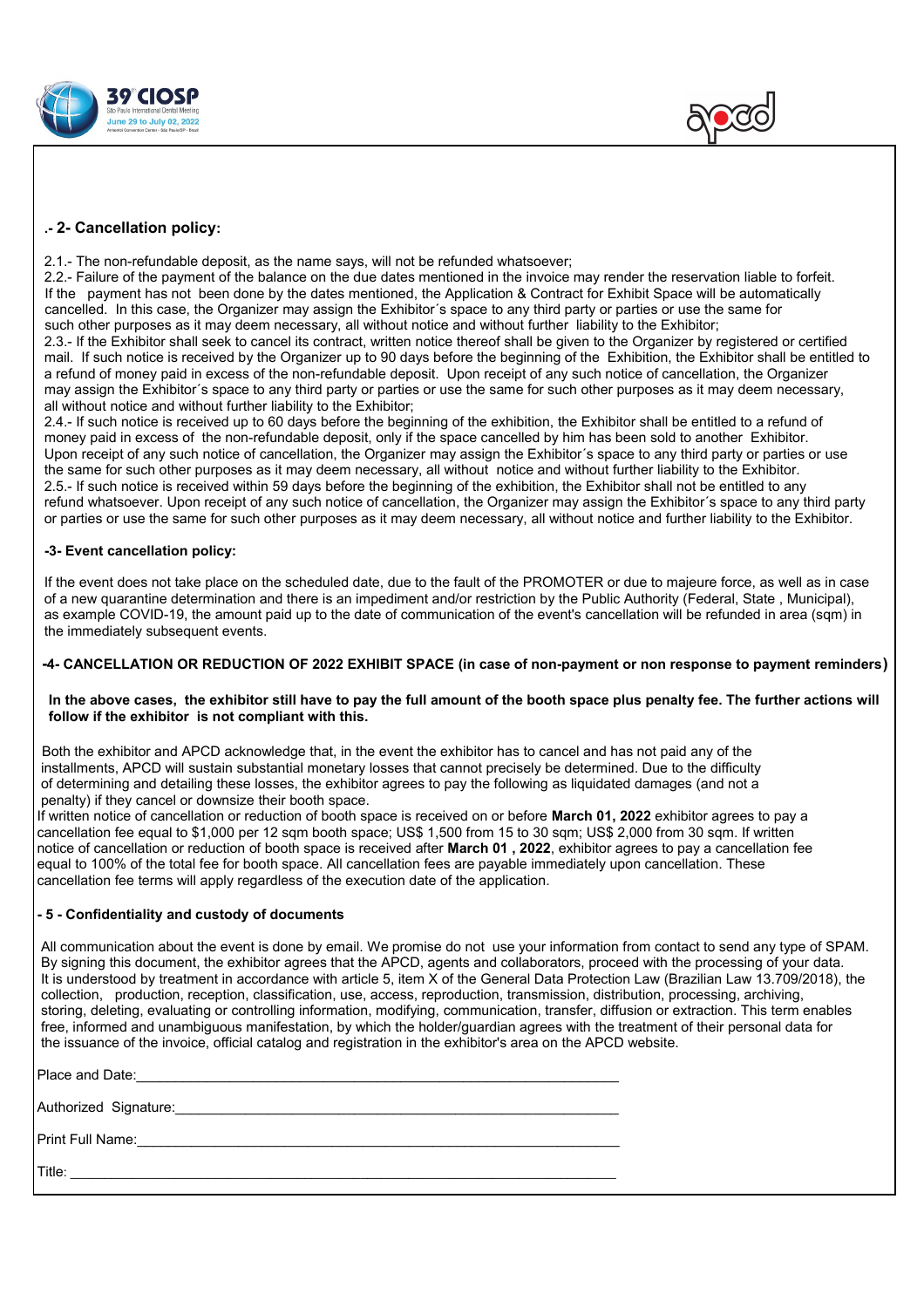## .- 2- Cancellation policy:

2.1.- The non-refundable deposit, as the name says, will not be refunded whatsoever;
2.2.- Failure of the payment of the balance on the due dates mentioned in the invoice may render the reservation liable to forfeit. If the payment has not been done by the dates mentioned, the Application & Contract for Exhibit Space will be automatically cancelled. In this case, the Organizer may assign the Exhibitor´s space to any third party or parties or use the same for such other purposes as it may deem necessary, all without notice and without further liability to the Exhibitor;
2.3.- If the Exhibitor shall seek to cancel its contract, written notice thereof shall be given to the Organizer by registered or certified mail. If such notice is received by the Organizer up to 90 days before the beginning of the Exhibition, the Exhibitor shall be entitled to a refund of money paid in excess of the non-refundable deposit. Upon receipt of any such notice of cancellation, the Organizer may assign the Exhibitor´s space to any third party or parties or use the same for such other purposes as it may deem necessary, all without notice and without further liability to the Exhibitor;
2.4.- If such notice is received up to 60 days before the beginning of the exhibition, the Exhibitor shall be entitled to a refund of money paid in excess of the non-refundable deposit, only if the space cancelled by him has been sold to another Exhibitor. Upon receipt of any such notice of cancellation, the Organizer may assign the Exhibitor´s space to any third party or parties or use the same for such other purposes as it may deem necessary, all without notice and without further liability to the Exhibitor.
2.5.- If such notice is received within 59 days before the beginning of the exhibition, the Exhibitor shall not be entitled to any refund whatsoever. Upon receipt of any such notice of cancellation, the Organizer may assign the Exhibitor´s space to any third party or parties or use the same for such other purposes as it may deem necessary, all without notice and further liability to the Exhibitor.

## -3- Event cancellation policy:

If the event does not take place on the scheduled date, due to the fault of the PROMOTER or due to majeure force, as well as in case of a new quarantine determination and there is an impediment and/or restriction by the Public Authority (Federal, State , Municipal), as example COVID-19, the amount paid up to the date of communication of the event's cancellation will be refunded in area (sqm) in the immediately subsequent events.

## -4- CANCELLATION OR REDUCTION OF 2022 EXHIBIT SPACE (in case of non-payment or non response to payment reminders)

**In the above cases, the exhibitor still have to pay the full amount of the booth space plus penalty fee. The further actions will follow if the exhibitor is not compliant with this.**

Both the exhibitor and APCD acknowledge that, in the event the exhibitor has to cancel and has not paid any of the installments, APCD will sustain substantial monetary losses that cannot precisely be determined. Due to the difficulty of determining and detailing these losses, the exhibitor agrees to pay the following as liquidated damages (and not a penalty) if they cancel or downsize their booth space.
If written notice of cancellation or reduction of booth space is received on or before **March 01, 2022** exhibitor agrees to pay a cancellation fee equal to $1,000 per 12 sqm booth space; US$ 1,500 from 15 to 30 sqm; US$ 2,000 from 30 sqm. If written notice of cancellation or reduction of booth space is received after **March 01 , 2022**, exhibitor agrees to pay a cancellation fee equal to 100% of the total fee for booth space. All cancellation fees are payable immediately upon cancellation. These cancellation fee terms will apply regardless of the execution date of the application.

## - 5 - Confidentiality and custody of documents

All communication about the event is done by email. We promise do not use your information from contact to send any type of SPAM. By signing this document, the exhibitor agrees that the APCD, agents and collaborators, proceed with the processing of your data. It is understood by treatment in accordance with article 5, item X of the General Data Protection Law (Brazilian Law 13.709/2018), the collection, production, reception, classification, use, access, reproduction, transmission, distribution, processing, archiving, storing, deleting, evaluating or controlling information, modifying, communication, transfer, diffusion or extraction. This term enables free, informed and unambiguous manifestation, by which the holder/guardian agrees with the treatment of their personal data for the issuance of the invoice, official catalog and registration in the exhibitor's area on the APCD website.

Place and Date:_______________________________________________________________

Authorized Signature:__________________________________________________________

Print Full Name:_______________________________________________________________

Title: ______________________________________________________________________